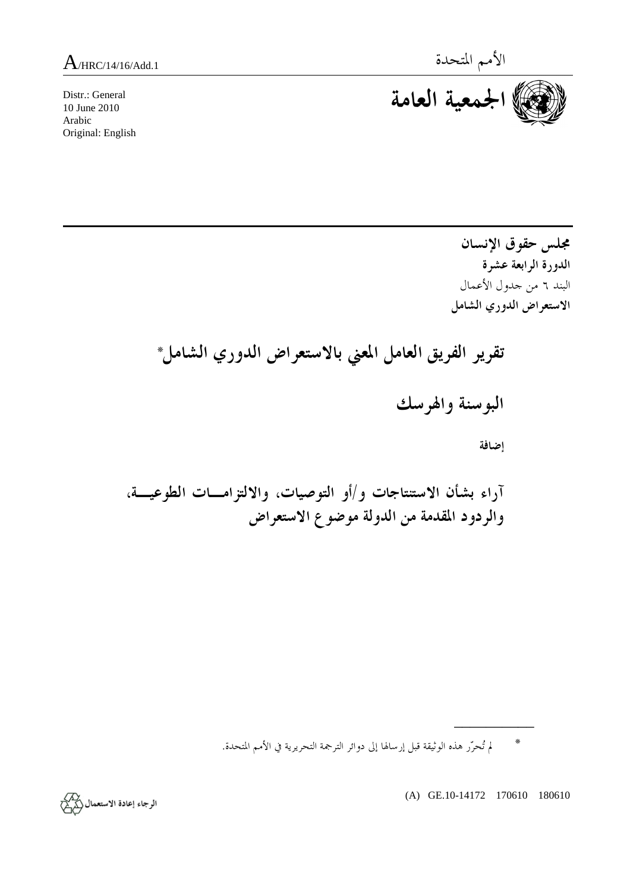A/HRC/14/16/Add.1

الأمم المتحدة

Distr.: General
10 June 2010
Arabic
Original: English

**الجمعية العامة**

**مجلس حقوق الإنسان**
**الدورة الرابعة عشرة**
البند ٦ من جدول الأعمال
**الاستعراض الدوري الشامل**

# تقرير الفريق العامل المعني بالاستعراض الدوري الشامل*

# البوسنة والهرسك

**إضافة**

## آراء بشأن الاستنتاجات و/أو التوصيات، والالتزامات الطوعية، والردود المقدمة من الدولة موضوع الاستعراض

---

* لم تُحرّر هذه الوثيقة قبل إرسالها إلى دوائر الترجمة التحريرية في الأمم المتحدة.

(A) GE.10-14172 170610 180610

الرجاء إعادة الاستعمال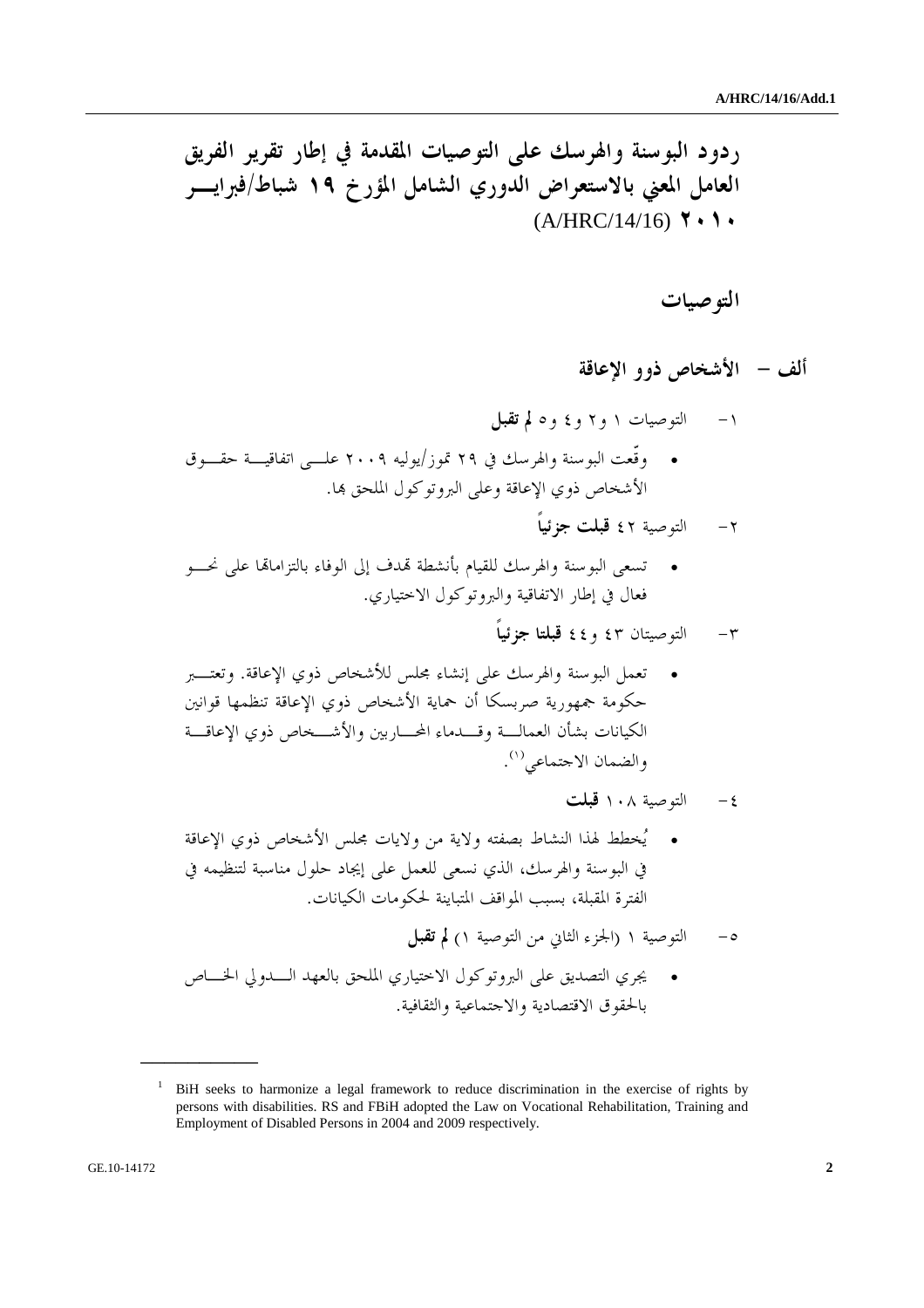# ردود البوسنة والهرسك على التوصيات المقدمة في إطار تقرير الفريق العامل المعني بالاستعراض الدوري الشامل المؤرخ ١٩ شباط/فبراير ٢٠١٠ (A/HRC/14/16)

## التوصيات

### ألف – الأشخاص ذوو الإعاقة

١- التوصيات ١ و٢ و٤ و٥ **لم تقبل**

- وقّعت البوسنة والهرسك في ٢٩ تموز/يوليه ٢٠٠٩ على اتفاقية حقوق الأشخاص ذوي الإعاقة وعلى البروتوكول الملحق بها.

٢- التوصية ٤٢ **قبلت جزئياً**

- تسعى البوسنة والهرسك للقيام بأنشطة تهدف إلى الوفاء بالتزاماتها على نحو فعال في إطار الاتفاقية والبروتوكول الاختياري.

٣- التوصيتان ٤٣ و٤٤ **قبلتا جزئياً**

- تعمل البوسنة والهرسك على إنشاء مجلس للأشخاص ذوي الإعاقة. وتعتبر حكومة جمهورية صربسكا أن حماية الأشخاص ذوي الإعاقة تنظمها قوانين الكيانات بشأن العمالة وقدماء المحاربين والأشخاص ذوي الإعاقة والضمان الاجتماعي[1].

٤- التوصية ١٠٨ **قبلت**

- يُخطط لهذا النشاط بصفته ولاية من ولايات مجلس الأشخاص ذوي الإعاقة في البوسنة والهرسك، الذي نسعى للعمل على إيجاد حلول مناسبة لتنظيمه في الفترة المقبلة، بسبب المواقف المتباينة لحكومات الكيانات.

٥- التوصية ١ (الجزء الثاني من التوصية ١) **لم تقبل**

- يجري التصديق على البروتوكول الاختياري الملحق بالعهد الدولي الخاص بالحقوق الاقتصادية والاجتماعية والثقافية.

---

[1] BiH seeks to harmonize a legal framework to reduce discrimination in the exercise of rights by persons with disabilities. RS and FBiH adopted the Law on Vocational Rehabilitation, Training and Employment of Disabled Persons in 2004 and 2009 respectively.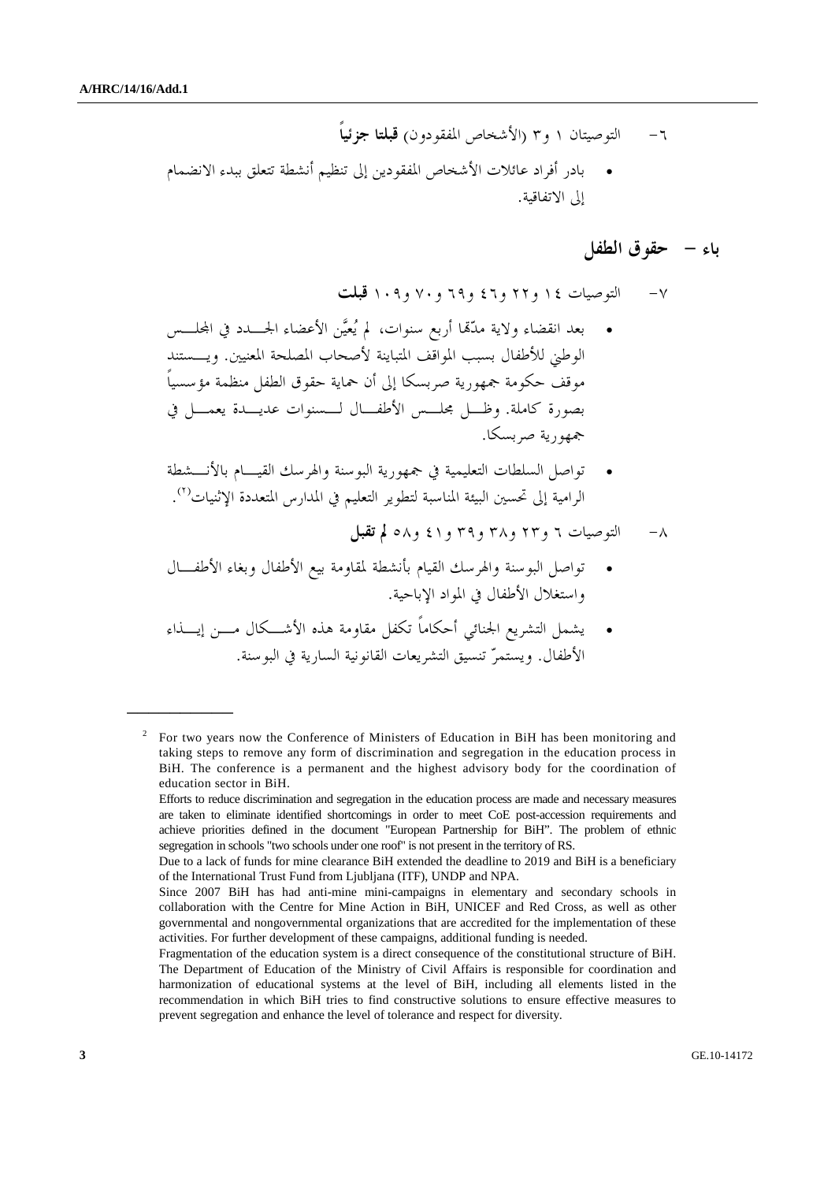٦- التوصيتان ١ و٣ (الأشخاص المفقودون) **قبلتا جزئياً**

- بادر أفراد عائلات الأشخاص المفقودين إلى تنظيم أنشطة تتعلق ببدء الانضمام إلى الاتفاقية.

## باء – حقوق الطفل

٧- التوصيات ١٤ و٢٢ و٤٦ و٦٩ و٧٠ و١٠٩ **قبلت**

- بعد انقضاء ولاية مدّتها أربع سنوات، لم يُعيَّن الأعضاء الجدد في المجلس الوطني للأطفال بسبب المواقف المتباينة لأصحاب المصلحة المعنيين. ويستند موقف حكومة جمهورية صربسكا إلى أن حماية حقوق الطفل منظمة مؤسسياً بصورة كاملة. وظل مجلس الأطفال لسنوات عديدة يعمل في جمهورية صربسكا.
- تواصل السلطات التعليمية في جمهورية البوسنة والهرسك القيام بالأنشطة الرامية إلى تحسين البيئة المناسبة لتطوير التعليم في المدارس المتعددة الإثنيات[2].

٨- التوصيات ٦ و٢٣ و٣٨ و٣٩ و٤١ و٥٨ **لم تقبل**

- تواصل البوسنة والهرسك القيام بأنشطة لمقاومة بيع الأطفال وبغاء الأطفال واستغلال الأطفال في المواد الإباحية.
- يشمل التشريع الجنائي أحكاماً تكفل مقاومة هذه الأشكال من إيذاء الأطفال. ويستمرّ تنسيق التشريعات القانونية السارية في البوسنة.

---

[2] For two years now the Conference of Ministers of Education in BiH has been monitoring and taking steps to remove any form of discrimination and segregation in the education process in BiH. The conference is a permanent and the highest advisory body for the coordination of education sector in BiH.

Efforts to reduce discrimination and segregation in the education process are made and necessary measures are taken to eliminate identified shortcomings in order to meet CoE post-accession requirements and achieve priorities defined in the document "European Partnership for BiH". The problem of ethnic segregation in schools "two schools under one roof" is not present in the territory of RS.

Due to a lack of funds for mine clearance BiH extended the deadline to 2019 and BiH is a beneficiary of the International Trust Fund from Ljubljana (ITF), UNDP and NPA.

Since 2007 BiH has had anti-mine mini-campaigns in elementary and secondary schools in collaboration with the Centre for Mine Action in BiH, UNICEF and Red Cross, as well as other governmental and nongovernmental organizations that are accredited for the implementation of these activities. For further development of these campaigns, additional funding is needed.

Fragmentation of the education system is a direct consequence of the constitutional structure of BiH. The Department of Education of the Ministry of Civil Affairs is responsible for coordination and harmonization of educational systems at the level of BiH, including all elements listed in the recommendation in which BiH tries to find constructive solutions to ensure effective measures to prevent segregation and enhance the level of tolerance and respect for diversity.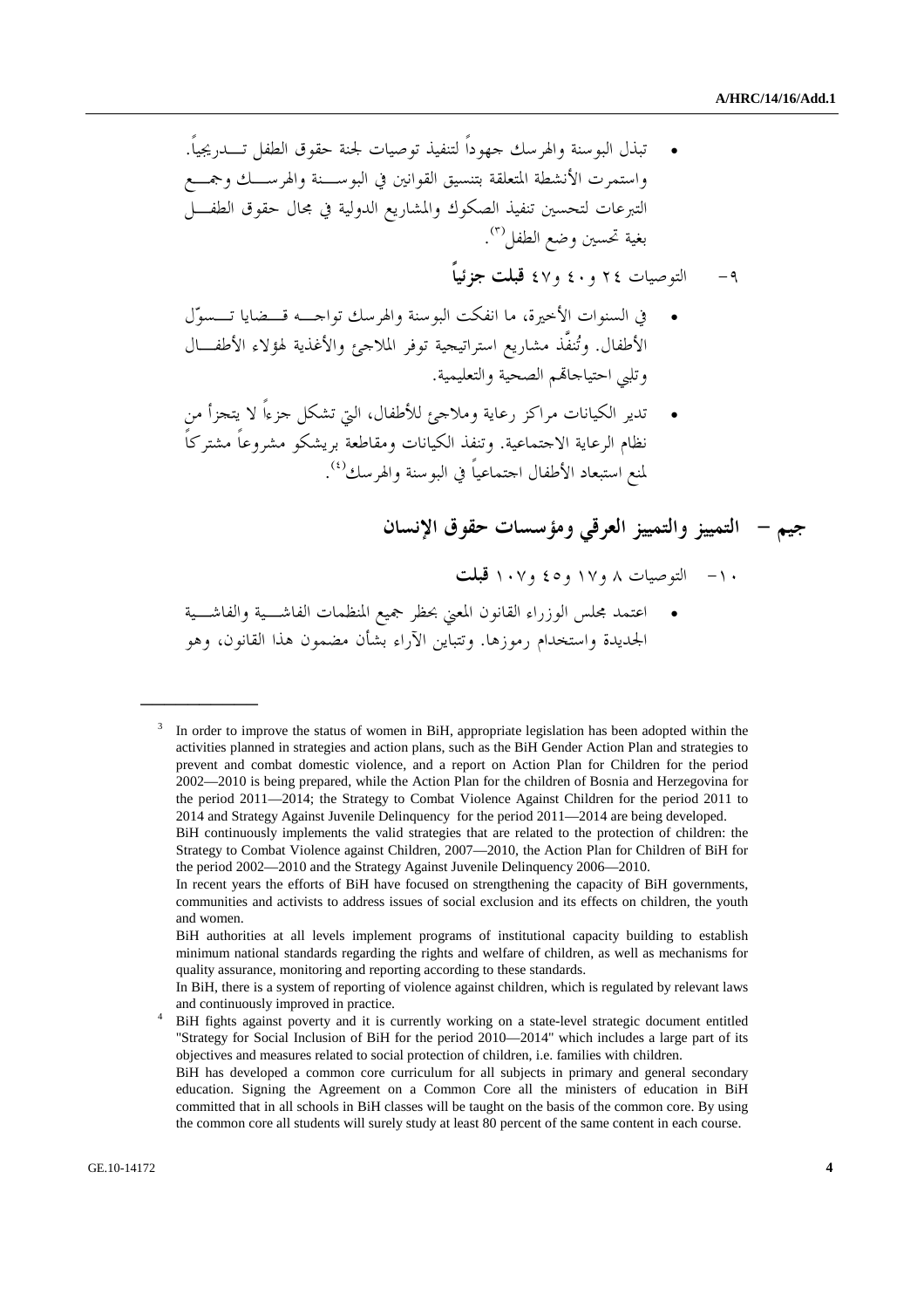- تبذل البوسنة والهرسك جهوداً لتنفيذ توصيات لجنة حقوق الطفل تدريجياً. واستمرت الأنشطة المتعلقة بتنسيق القوانين في البوسنة والهرسك وجمع التبرعات لتحسين تنفيذ الصكوك والمشاريع الدولية في مجال حقوق الطفل بغية تحسين وضع الطفل[3].

٩- التوصيات ٢٤ و٤٠ و٤٧ **قبلت جزئياً**

- في السنوات الأخيرة، ما انفكت البوسنة والهرسك تواجه قضايا تسوّل الأطفال. وتُنفَّذ مشاريع استراتيجية توفر الملاجئ والأغذية لهؤلاء الأطفال وتلبي احتياجاتهم الصحية والتعليمية.
- تدير الكيانات مراكز رعاية وملاجئ للأطفال، التي تشكل جزءاً لا يتجزأ من نظام الرعاية الاجتماعية. وتنفذ الكيانات ومقاطعة بريشكو مشروعاً مشتركاً لمنع استبعاد الأطفال اجتماعياً في البوسنة والهرسك[4].

## جيم – التمييز والتمييز العرقي ومؤسسات حقوق الإنسان

١٠- التوصيات ٨ و١٧ و٤٥ و١٠٧ **قبلت**

- اعتمد مجلس الوزراء القانون المعني بحظر جميع المنظمات الفاشية والفاشية الجديدة واستخدام رموزها. وتتباين الآراء بشأن مضمون هذا القانون، وهو

---

[3] In order to improve the status of women in BiH, appropriate legislation has been adopted within the activities planned in strategies and action plans, such as the BiH Gender Action Plan and strategies to prevent and combat domestic violence, and a report on Action Plan for Children for the period 2002—2010 is being prepared, while the Action Plan for the children of Bosnia and Herzegovina for the period 2011—2014; the Strategy to Combat Violence Against Children for the period 2011 to 2014 and Strategy Against Juvenile Delinquency for the period 2011—2014 are being developed.
BiH continuously implements the valid strategies that are related to the protection of children: the Strategy to Combat Violence against Children, 2007—2010, the Action Plan for Children of BiH for the period 2002—2010 and the Strategy Against Juvenile Delinquency 2006—2010.
In recent years the efforts of BiH have focused on strengthening the capacity of BiH governments, communities and activists to address issues of social exclusion and its effects on children, the youth and women.
BiH authorities at all levels implement programs of institutional capacity building to establish minimum national standards regarding the rights and welfare of children, as well as mechanisms for quality assurance, monitoring and reporting according to these standards.
In BiH, there is a system of reporting of violence against children, which is regulated by relevant laws and continuously improved in practice.

[4] BiH fights against poverty and it is currently working on a state-level strategic document entitled "Strategy for Social Inclusion of BiH for the period 2010—2014" which includes a large part of its objectives and measures related to social protection of children, i.e. families with children.
BiH has developed a common core curriculum for all subjects in primary and general secondary education. Signing the Agreement on a Common Core all the ministers of education in BiH committed that in all schools in BiH classes will be taught on the basis of the common core. By using the common core all students will surely study at least 80 percent of the same content in each course.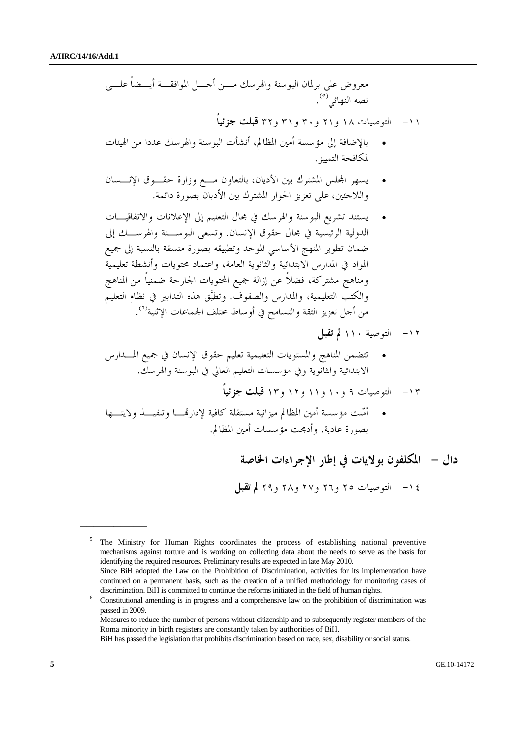معروض على برلمان البوسنة والهرسك من أجل الموافقة أيضاً على نصه النهائي[5].

١١- التوصيات ١٨ و٢١ و٣٠ و٣١ و٣٢ **قبلت جزئياً**

- بالإضافة إلى مؤسسة أمين المظالم، أنشأت البوسنة والهرسك عددا من الهيئات لمكافحة التمييز.
- يسهر المجلس المشترك بين الأديان، بالتعاون مع وزارة حقوق الإنسان واللاجئين، على تعزيز الحوار المشترك بين الأديان بصورة دائمة.
- يستند تشريع البوسنة والهرسك في مجال التعليم إلى الإعلانات والاتفاقيات الدولية الرئيسية في مجال حقوق الإنسان. وتسعى البوسنة والهرسك إلى ضمان تطوير المنهج الأساسي الموحد وتطبيقه بصورة متسقة بالنسبة إلى جميع المواد في المدارس الابتدائية والثانوية العامة، واعتماد محتويات وأنشطة تعليمية ومناهج مشتركة، فضلاً عن إزالة جميع المحتويات الجارحة ضمنياً من المناهج والكتب التعليمية، والمدارس والصفوف. وتطبَّق هذه التدابير في نظام التعليم من أجل تعزيز الثقة والتسامح في أوساط مختلف الجماعات الإثنية[6].

١٢- التوصية ١١٠ **لم تقبل**

- تتضمن المناهج والمستويات التعليمية تعليم حقوق الإنسان في جميع المدارس الابتدائية والثانوية وفي مؤسسات التعليم العالي في البوسنة والهرسك.

١٣- التوصيات ٩ و١٠ و١١ و١٢ و١٣ **قبلت جزئياً**

- أمّنت مؤسسة أمين المظالم ميزانية مستقلة كافية لإدارتها وتنفيذ ولايتها بصورة عادية. وأدمجت مؤسسات أمين المظالم.

## دال – المكلفون بولايات في إطار الإجراءات الخاصة

**١٤- التوصيات ٢٥ و٢٦ و٢٧ و٢٨ و٢٩ لم تقبل**

---

[5] The Ministry for Human Rights coordinates the process of establishing national preventive mechanisms against torture and is working on collecting data about the needs to serve as the basis for identifying the required resources. Preliminary results are expected in late May 2010.
Since BiH adopted the Law on the Prohibition of Discrimination, activities for its implementation have continued on a permanent basis, such as the creation of a unified methodology for monitoring cases of discrimination. BiH is committed to continue the reforms initiated in the field of human rights.

[6] Constitutional amending is in progress and a comprehensive law on the prohibition of discrimination was passed in 2009.
Measures to reduce the number of persons without citizenship and to subsequently register members of the Roma minority in birth registers are constantly taken by authorities of BiH.
BiH has passed the legislation that prohibits discrimination based on race, sex, disability or social status.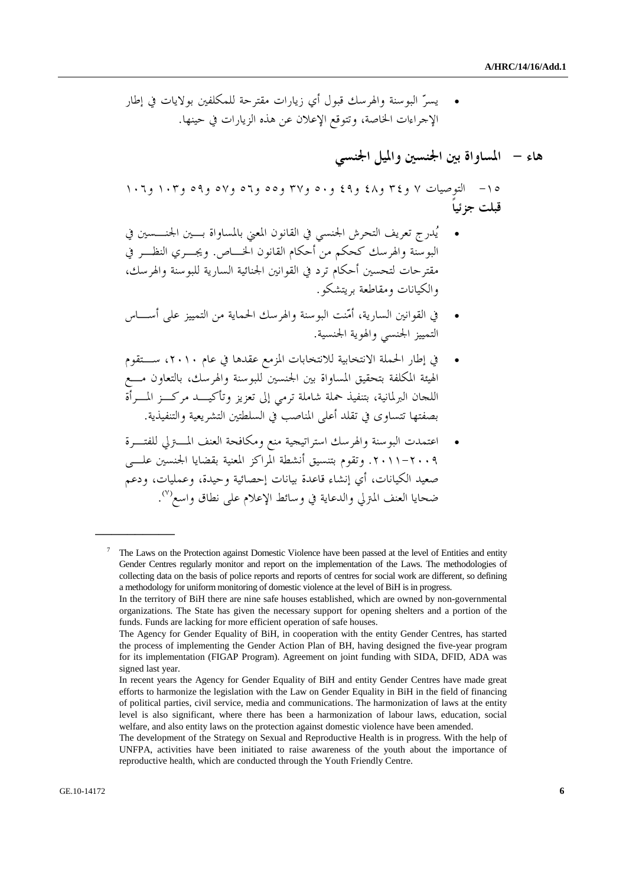- يسرّ البوسنة والهرسك قبول أي زيارات مقترحة للمكلفين بولايات في إطار الإجراءات الخاصة، وتتوقع الإعلان عن هذه الزيارات في حينها.

## هاء – المساواة بين الجنسين والميل الجنسي

١٥- التوصيات ٧ و٣٤ و٤٨ و٤٩ و٥٠ و٣٧ و٥٥ و٥٦ و٥٧ و٥٩ و١٠٣ و١٠٦

**قبلت جزئياً**

- يُدرج تعريف التحرش الجنسي في القانون المعني بالمساواة بين الجنسين في البوسنة والهرسك كحكم من أحكام القانون الخاص. ويجري النظر في مقترحات لتحسين أحكام ترد في القوانين الجنائية السارية للبوسنة والهرسك، والكيانات ومقاطعة بريتشكو.
- في القوانين السارية، أمّنت البوسنة والهرسك الحماية من التمييز على أساس التمييز الجنسي والهوية الجنسية.
- في إطار الحملة الانتخابية للانتخابات المزمع عقدها في عام ٢٠١٠، ستقوم الهيئة المكلفة بتحقيق المساواة بين الجنسين للبوسنة والهرسك، بالتعاون مع اللجان البرلمانية، بتنفيذ حملة شاملة ترمي إلى تعزيز وتأكيد مركز المرأة بصفتها تتساوى في تقلد أعلى المناصب في السلطتين التشريعية والتنفيذية.
- اعتمدت البوسنة والهرسك استراتيجية منع ومكافحة العنف المنزلي للفترة ٢٠٠٩-٢٠١١. وتقوم بتنسيق أنشطة المراكز المعنية بقضايا الجنسين على صعيد الكيانات، أي إنشاء قاعدة بيانات إحصائية وحيدة، وعمليات، ودعم ضحايا العنف المنزلي والدعاية في وسائط الإعلام على نطاق واسع[7].

---

[7] The Laws on the Protection against Domestic Violence have been passed at the level of Entities and entity Gender Centres regularly monitor and report on the implementation of the Laws. The methodologies of collecting data on the basis of police reports and reports of centres for social work are different, so defining a methodology for uniform monitoring of domestic violence at the level of BiH is in progress.

In the territory of BiH there are nine safe houses established, which are owned by non-governmental organizations. The State has given the necessary support for opening shelters and a portion of the funds. Funds are lacking for more efficient operation of safe houses.

The Agency for Gender Equality of BiH, in cooperation with the entity Gender Centres, has started the process of implementing the Gender Action Plan of BH, having designed the five-year program for its implementation (FIGAP Program). Agreement on joint funding with SIDA, DFID, ADA was signed last year.

In recent years the Agency for Gender Equality of BiH and entity Gender Centres have made great efforts to harmonize the legislation with the Law on Gender Equality in BiH in the field of financing of political parties, civil service, media and communications. The harmonization of laws at the entity level is also significant, where there has been a harmonization of labour laws, education, social welfare, and also entity laws on the protection against domestic violence have been amended.

The development of the Strategy on Sexual and Reproductive Health is in progress. With the help of UNFPA, activities have been initiated to raise awareness of the youth about the importance of reproductive health, which are conducted through the Youth Friendly Centre.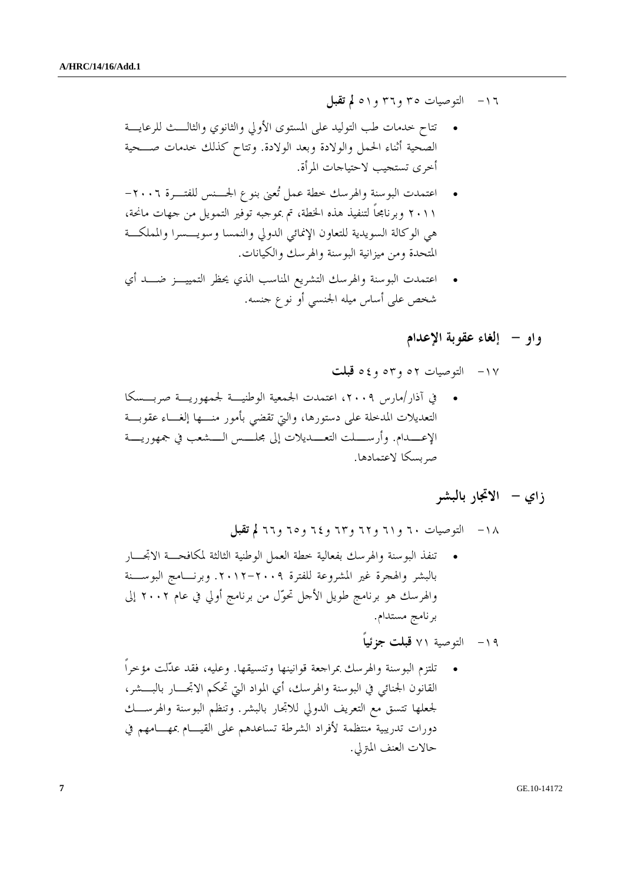١٦- التوصيات ٣٥ و٣٦ و٥١ **لم تقبل**

- تتاح خدمات طب التوليد على المستوى الأولي والثانوي والثالث للرعاية الصحية أثناء الحمل والولادة وبعد الولادة. وتتاح كذلك خدمات صحية أخرى تستجيب لاحتياجات المرأة.
- اعتمدت البوسنة والهرسك خطة عمل تُعنى بنوع الجنس للفترة ٢٠٠٦-٢٠١١ وبرنامجاً لتنفيذ هذه الخطة، تم بموجبه توفير التمويل من جهات مانحة، هي الوكالة السويدية للتعاون الإنمائي الدولي والنمسا وسويسرا والمملكة المتحدة ومن ميزانية البوسنة والهرسك والكيانات.
- اعتمدت البوسنة والهرسك التشريع المناسب الذي يحظر التمييز ضد أي شخص على أساس ميله الجنسي أو نوع جنسه.

## واو - إلغاء عقوبة الإعدام

١٧- التوصيات ٥٢ و٥٣ و٥٤ **قبلت**

- في آذار/مارس ٢٠٠٩، اعتمدت الجمعية الوطنية لجمهورية صربسكا التعديلات المدخلة على دستورها، والتي تقضي بأمور منها إلغاء عقوبة الإعدام. وأرسلت التعديلات إلى مجلس الشعب في جمهورية صربسكا لاعتمادها.

## زاي - الاتجار بالبشر

١٨- التوصيات ٦٠ و٦١ و٦٢ و٦٣ و٦٤ و٦٥ و٦٦ **لم تقبل**

- تنفذ البوسنة والهرسك بفعالية خطة العمل الوطنية الثالثة لمكافحة الاتجار بالبشر والهجرة غير المشروعة للفترة ٢٠٠٩-٢٠١٢. وبرنامج البوسنة والهرسك هو برنامج طويل الأجل تحوّل من برنامج أولي في عام ٢٠٠٢ إلى برنامج مستدام.

١٩- التوصية ٧١ **قبلت جزئياً**

- تلتزم البوسنة والهرسك بمراجعة قوانينها وتنسيقها. وعليه، فقد عدّلت مؤخراً القانون الجنائي في البوسنة والهرسك، أي المواد التي تحكم الاتجار بالبشر، لجعلها تتسق مع التعريف الدولي للاتجار بالبشر. وتنظم البوسنة والهرسك دورات تدريبية منتظمة لأفراد الشرطة تساعدهم على القيام بمهامهم في حالات العنف المنزلي.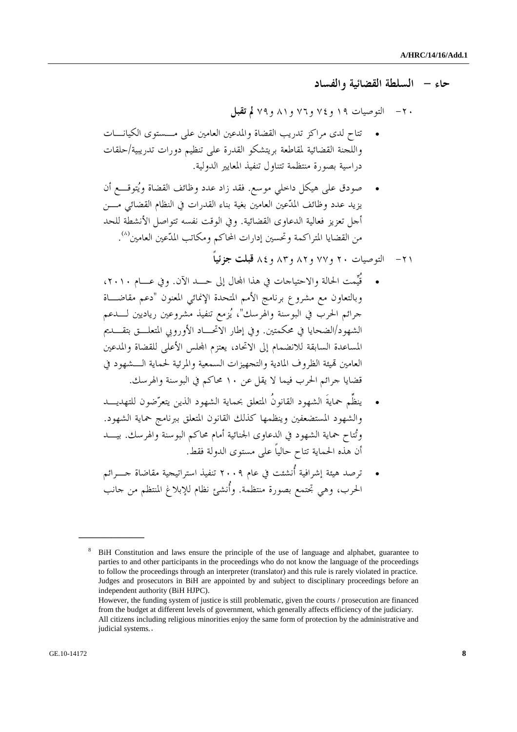## حاء - السلطة القضائية والفساد

٢٠- التوصيات ١٩ و٧٤ و٧٦ و٨١ و٧٩ **لم تقبل**

- تتاح لدى مراكز تدريب القضاة والمدعين العامين على مستوى الكيانات واللجنة القضائية لمقاطعة بريتشكو القدرة على تنظيم دورات تدريبية/حلقات دراسية بصورة منتظمة تتناول تنفيذ المعايير الدولية.
- صودق على هيكل داخلي موسع. فقد زاد عدد وظائف القضاة ويُتوقع أن يزيد عدد وظائف المدّعين العامين بغية بناء القدرات في النظام القضائي من أجل تعزيز فعالية الدعاوى القضائية. وفي الوقت نفسه تتواصل الأنشطة للحد من القضايا المتراكمة وتحسين إدارات المحاكم ومكاتب المدّعين العامين[8].

٢١- التوصيات ٢٠ و٧٧ و٨٢ و٨٣ و٨٤ **قبلت جزئياً**

- قُيّمت الحالة والاحتياجات في هذا المجال إلى حد الآن. وفي عام ٢٠١٠، وبالتعاون مع مشروع برنامج الأمم المتحدة الإنمائي المعنون "دعم مقاضاة جرائم الحرب في البوسنة والهرسك"، يُزمع تنفيذ مشروعين رياديين لدعم الشهود/الضحايا في محكمتين. وفي إطار الاتحاد الأوروبي المتعلق بتقديم المساعدة السابقة للانضمام إلى الاتحاد، يعتزم المجلس الأعلى للقضاة والمدعين العامين تهيئة الظروف المادية والتجهيزات السمعية والمرئية لحماية الشهود في قضايا جرائم الحرب فيما لا يقل عن ١٠ محاكم في البوسنة والهرسك.
- ينظّم حمايةَ الشهود القانونُ المتعلق بحماية الشهود الذين يتعرّضون للتهديد والشهود المستضعفين وينظمها كذلك القانون المتعلق ببرنامج حماية الشهود. وتُتاح حماية الشهود في الدعاوى الجنائية أمام محاكم البوسنة والهرسك. بيد أن هذه الحماية تتاح حالياً على مستوى الدولة فقط.
- ترصد هيئة إشرافية أُنشئت في عام ٢٠٠٩ تنفيذ استراتيجية مقاضاة جرائم الحرب، وهي تجتمع بصورة منتظمة. وأُنشئ نظام للإبلاغ المنتظم من جانب

---

[8] BiH Constitution and laws ensure the principle of the use of language and alphabet, guarantee to parties to and other participants in the proceedings who do not know the language of the proceedings to follow the proceedings through an interpreter (translator) and this rule is rarely violated in practice. Judges and prosecutors in BiH are appointed by and subject to disciplinary proceedings before an independent authority (BiH HJPC).
However, the funding system of justice is still problematic, given the courts / prosecution are financed from the budget at different levels of government, which generally affects efficiency of the judiciary.
All citizens including religious minorities enjoy the same form of protection by the administrative and judicial systems..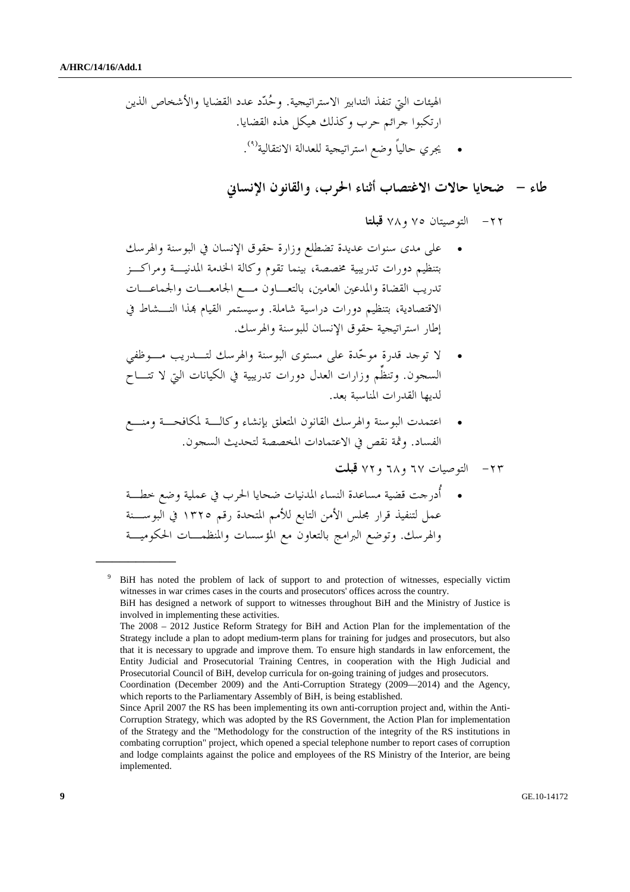الهيئات التي تنفذ التدابير الاستراتيجية. وحُدّد عدد القضايا والأشخاص الذين ارتكبوا جرائم حرب وكذلك هيكل هذه القضايا.

- يجري حالياً وضع استراتيجية للعدالة الانتقالية[9].

## طاء – ضحايا حالات الاغتصاب أثناء الحرب، والقانون الإنساني

٢٢- التوصيتان ٧٥ و٧٨ **قبلتا**

- على مدى سنوات عديدة تضطلع وزارة حقوق الإنسان في البوسنة والهرسك بتنظيم دورات تدريبية مخصصة، بينما تقوم وكالة الخدمة المدنية ومراكز تدريب القضاة والمدعين العامين، بالتعاون مع الجامعات والجماعات الاقتصادية، بتنظيم دورات دراسية شاملة. وسيستمر القيام بهذا النشاط في إطار استراتيجية حقوق الإنسان للبوسنة والهرسك.
- لا توجد قدرة موحّدة على مستوى البوسنة والهرسك لتدريب موظفي السجون. وتنظّم وزارات العدل دورات تدريبية في الكيانات التي لا تتاح لديها القدرات المناسبة بعد.
- اعتمدت البوسنة والهرسك القانون المتعلق بإنشاء وكالة لمكافحة ومنع الفساد. وثمة نقص في الاعتمادات المخصصة لتحديث السجون.

٢٣- التوصيات ٦٧ و٦٨ و٧٢ **قبلت**

- أُدرجت قضية مساعدة النساء المدنيات ضحايا الحرب في عملية وضع خطة عمل لتنفيذ قرار مجلس الأمن التابع للأمم المتحدة رقم ١٣٢٥ في البوسنة والهرسك. وتوضع البرامج بالتعاون مع المؤسسات والمنظمات الحكومية

---

[9] BiH has noted the problem of lack of support to and protection of witnesses, especially victim witnesses in war crimes cases in the courts and prosecutors' offices across the country.
BiH has designed a network of support to witnesses throughout BiH and the Ministry of Justice is involved in implementing these activities.
The 2008 – 2012 Justice Reform Strategy for BiH and Action Plan for the implementation of the Strategy include a plan to adopt medium-term plans for training for judges and prosecutors, but also that it is necessary to upgrade and improve them. To ensure high standards in law enforcement, the Entity Judicial and Prosecutorial Training Centres, in cooperation with the High Judicial and Prosecutorial Council of BiH, develop curricula for on-going training of judges and prosecutors.
Coordination (December 2009) and the Anti-Corruption Strategy (2009—2014) and the Agency, which reports to the Parliamentary Assembly of BiH, is being established.
Since April 2007 the RS has been implementing its own anti-corruption project and, within the Anti-Corruption Strategy, which was adopted by the RS Government, the Action Plan for implementation of the Strategy and the "Methodology for the construction of the integrity of the RS institutions in combating corruption" project, which opened a special telephone number to report cases of corruption and lodge complaints against the police and employees of the RS Ministry of the Interior, are being implemented.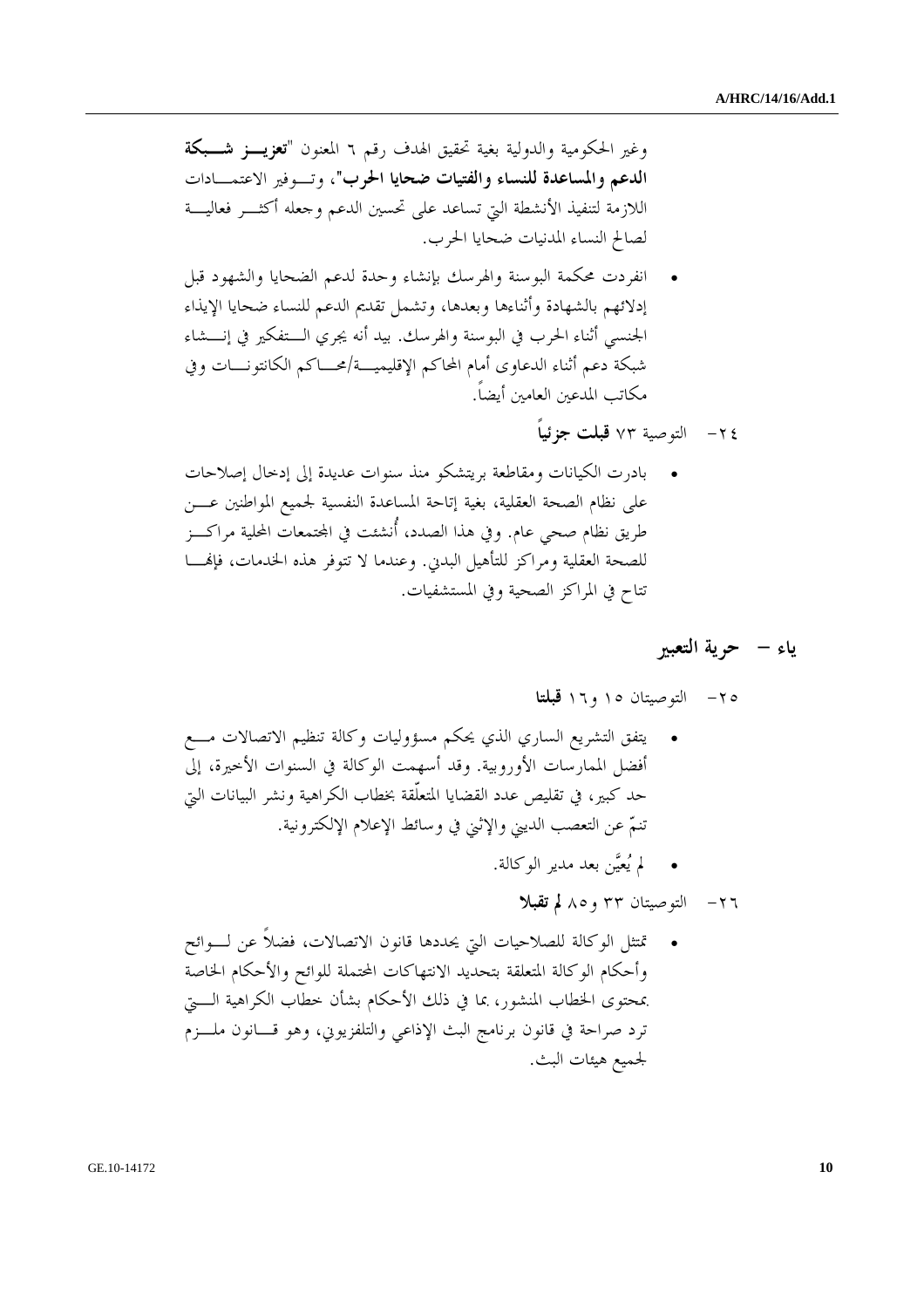وغير الحكومية والدولية بغية تحقيق الهدف رقم ٦ المعنون "**تعزيز شبكة الدعم والمساعدة للنساء والفتيات ضحايا الحرب**"، وتوفير الاعتمادات اللازمة لتنفيذ الأنشطة التي تساعد على تحسين الدعم وجعله أكثر فعالية لصالح النساء المدنيات ضحايا الحرب.

- انفردت محكمة البوسنة والهرسك بإنشاء وحدة لدعم الضحايا والشهود قبل إدلائهم بالشهادة وأثناءها وبعدها، وتشمل تقديم الدعم للنساء ضحايا الإيذاء الجنسي أثناء الحرب في البوسنة والهرسك. بيد أنه يجري التفكير في إنشاء شبكة دعم أثناء الدعاوى أمام المحاكم الإقليمية/محاكم الكانتونات وفي مكاتب المدعين العامين أيضاً.

٢٤- التوصية ٧٣ **قبلت جزئياً**

- بادرت الكيانات ومقاطعة بريتشكو منذ سنوات عديدة إلى إدخال إصلاحات على نظام الصحة العقلية، بغية إتاحة المساعدة النفسية لجميع المواطنين عن طريق نظام صحي عام. وفي هذا الصدد، أُنشئت في المجتمعات المحلية مراكز للصحة العقلية ومراكز للتأهيل البدني. وعندما لا تتوفر هذه الخدمات، فإنها تتاح في المراكز الصحية وفي المستشفيات.

## ياء – حرية التعبير

٢٥- التوصيتان ١٥ و١٦ **قبلتا**

- يتفق التشريع الساري الذي يحكم مسؤوليات وكالة تنظيم الاتصالات مع أفضل الممارسات الأوروبية. وقد أسهمت الوكالة في السنوات الأخيرة، إلى حد كبير، في تقليص عدد القضايا المتعلّقة بخطاب الكراهية ونشر البيانات التي تنمّ عن التعصب الديني والإثني في وسائط الإعلام الإلكترونية.
- لم يُعيَّن بعد مدير الوكالة.

٢٦- التوصيتان ٣٣ و٨٥ **لم تقبلا**

- تمتثل الوكالة للصلاحيات التي يحددها قانون الاتصالات، فضلاً عن لوائح وأحكام الوكالة المتعلقة بتحديد الانتهاكات المحتملة للوائح والأحكام الخاصة بمحتوى الخطاب المنشور، بما في ذلك الأحكام بشأن خطاب الكراهية التي ترد صراحة في قانون برنامج البث الإذاعي والتلفزيوني، وهو قانون ملزم لجميع هيئات البث.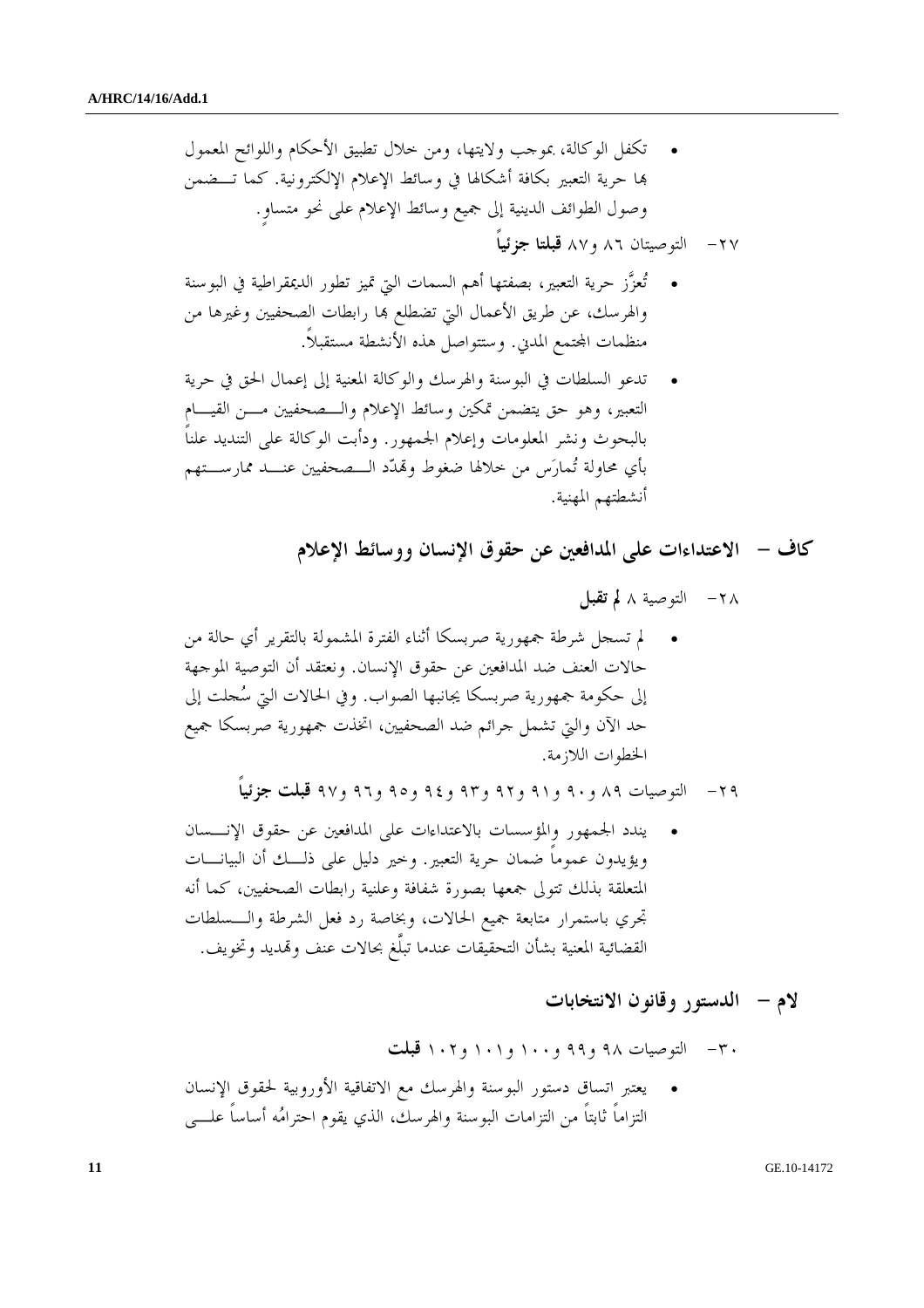- تكفل الوكالة، بموجب ولايتها، ومن خلال تطبيق الأحكام واللوائح المعمول بها حرية التعبير بكافة أشكالها في وسائط الإعلام الإلكترونية. كما تضمن وصول الطوائف الدينية إلى جميع وسائط الإعلام على نحو متساوٍ.

٢٧- التوصيتان ٨٦ و٨٧ **قبلتا جزئياً**

- تُعزَّز حرية التعبير، بصفتها أهم السمات التي تميز تطور الديمقراطية في البوسنة والهرسك، عن طريق الأعمال التي تضطلع بها رابطات الصحفيين وغيرها من منظمات المجتمع المدني. وستتواصل هذه الأنشطة مستقبلاً.
- تدعو السلطات في البوسنة والهرسك والوكالة المعنية إلى إعمال الحق في حرية التعبير، وهو حق يتضمن تمكين وسائط الإعلام والصحفيين من القيام بالبحوث ونشر المعلومات وإعلام الجمهور. ودأبت الوكالة على التنديد علناً بأي محاولة تُمارَس من خلالها ضغوط وتهدّد الصحفيين عند ممارستهم أنشطتهم المهنية.

## كاف – الاعتداءات على المدافعين عن حقوق الإنسان ووسائط الإعلام

٢٨- التوصية ٨ **لم تقبل**

- لم تسجل شرطة جمهورية صربسكا أثناء الفترة المشمولة بالتقرير أي حالة من حالات العنف ضد المدافعين عن حقوق الإنسان. ونعتقد أن التوصية الموجهة إلى حكومة جمهورية صربسكا يجانبها الصواب. وفي الحالات التي سُجلت إلى حد الآن والتي تشمل جرائم ضد الصحفيين، اتخذت جمهورية صربسكا جميع الخطوات اللازمة.

٢٩- التوصيات ٨٩ و٩٠ و٩١ و٩٢ و٩٣ و٩٤ و٩٥ و٩٦ و٩٧ **قبلت جزئياً**

- يندد الجمهور والمؤسسات بالاعتداءات على المدافعين عن حقوق الإنسان ويؤيدون عموماً ضمان حرية التعبير. وخير دليل على ذلك أن البيانات المتعلقة بذلك تتولى جمعها بصورة شفافة وعلنية رابطات الصحفيين، كما أنه تجري باستمرار متابعة جميع الحالات، وبخاصة رد فعل الشرطة والسلطات القضائية المعنية بشأن التحقيقات عندما تبلَّغ بحالات عنف وتهديد وتخويف.

## لام – الدستور وقانون الانتخابات

٣٠- التوصيات ٩٨ و٩٩ و١٠٠ و١٠١ و١٠٢ **قبلت**

- يعتبر اتساق دستور البوسنة والهرسك مع الاتفاقية الأوروبية لحقوق الإنسان التزاماً ثابتاً من التزامات البوسنة والهرسك، الذي يقوم احترامُه أساساً على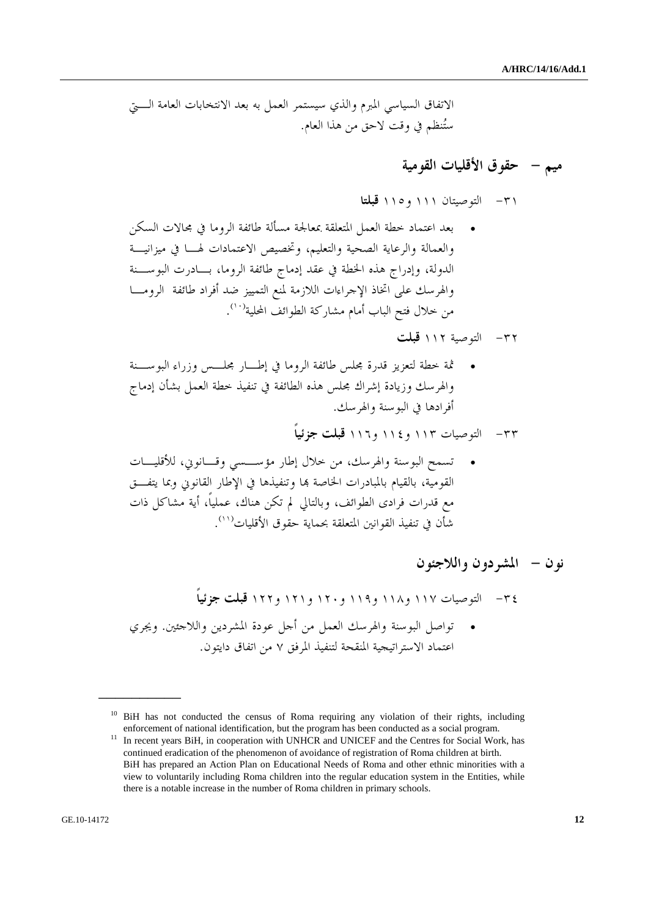الاتفاق السياسي المبرم والذي سيستمر العمل به بعد الانتخابات العامة الـتي ستُنظم في وقت لاحق من هذا العام.

## ميم – حقوق الأقليات القومية

٣١- التوصيتان ١١١ و١١٥ **قبلتا**

- بعد اعتماد خطة العمل المتعلقة بمعالجة مسألة طائفة الروما في مجالات السكن والعمالة والرعاية الصحية والتعليم، وتخصيص الاعتمادات لهـا في ميزانيـة الدولة، وإدراج هذه الخطة في عقد إدماج طائفة الروما، بـادرت البوسـنة والهرسك على اتخاذ الإجراءات اللازمة لمنع التمييز ضد أفراد طائفة الرومـا من خلال فتح الباب أمام مشاركة الطوائف المحلية[10].

٣٢- التوصية ١١٢ **قبلت**

- ثمة خطة لتعزيز قدرة مجلس طائفة الروما في إطـار مجلـس وزراء البوسـنة والهرسك وزيادة إشراك مجلس هذه الطائفة في تنفيذ خطة العمل بشأن إدماج أفرادها في البوسنة والهرسك.

٣٣- التوصيات ١١٣ و١١٤ و١١٦ **قبلت جزئياً**

- تسمح البوسنة والهرسك، من خلال إطار مؤسـسي وقـانوني، للأقليـات القومية، بالقيام بالمبادرات الخاصة بها وتنفيذها في الإطار القانوني وبما يتفـق مع قدرات فرادى الطوائف، وبالتالي لم تكن هناك، عملياً، أية مشاكل ذات شأن في تنفيذ القوانين المتعلقة بحماية حقوق الأقليات[11].

## نون – المشردون واللاجئون

٣٤- التوصيات ١١٧ و١١٨ و١١٩ و١٢٠ و١٢١ و١٢٢ **قبلت جزئياً**

- تواصل البوسنة والهرسك العمل من أجل عودة المشردين واللاجئين. ويجري اعتماد الاستراتيجية المنقحة لتنفيذ المرفق ٧ من اتفاق دايتون.

---

[10] BiH has not conducted the census of Roma requiring any violation of their rights, including enforcement of national identification, but the program has been conducted as a social program.

[11] In recent years BiH, in cooperation with UNHCR and UNICEF and the Centres for Social Work, has continued eradication of the phenomenon of avoidance of registration of Roma children at birth. BiH has prepared an Action Plan on Educational Needs of Roma and other ethnic minorities with a view to voluntarily including Roma children into the regular education system in the Entities, while there is a notable increase in the number of Roma children in primary schools.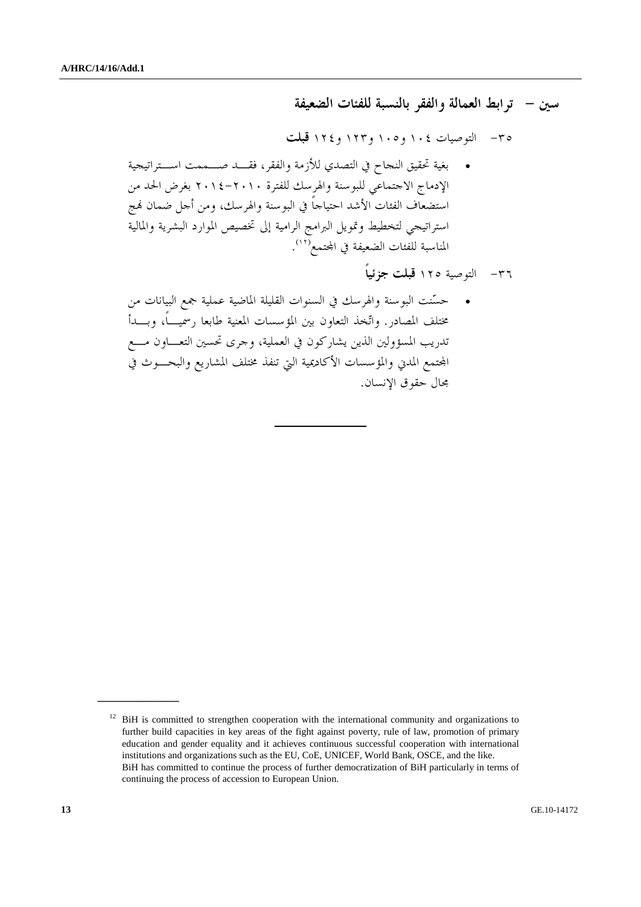## سين – ترابط العمالة والفقر بالنسبة للفئات الضعيفة

٣٥- التوصيات ١٠٤ و١٠٥ و١٢٣ و١٢٤ **قبلت**

- بغية تحقيق النجاح في التصدي للأزمة والفقر، فقد صممت استراتيجية الإدماج الاجتماعي للبوسنة والهرسك للفترة ٢٠١٠-٢٠١٤ بغرض الحد من استضعاف الفئات الأشد احتياجاً في البوسنة والهرسك، ومن أجل ضمان نهج استراتيجي لتخطيط وتمويل البرامج الرامية إلى تخصيص الموارد البشرية والمالية المناسبة للفئات الضعيفة في المجتمع[12].

٣٦- التوصية ١٢٥ **قبلت جزئياً**

- حسّنت البوسنة والهرسك في السنوات القليلة الماضية عملية جمع البيانات من مختلف المصادر. واتّخذ التعاون بين المؤسسات المعنية طابعا رسمياً، وبدأ تدريب المسؤولين الذين يشاركون في العملية، وجرى تحسين التعاون مع المجتمع المدني والمؤسسات الأكاديمية التي تنفذ مختلف المشاريع والبحوث في مجال حقوق الإنسان.

---

[12] BiH is committed to strengthen cooperation with the international community and organizations to further build capacities in key areas of the fight against poverty, rule of law, promotion of primary education and gender equality and it achieves continuous successful cooperation with international institutions and organizations such as the EU, CoE, UNICEF, World Bank, OSCE, and the like. BiH has committed to continue the process of further democratization of BiH particularly in terms of continuing the process of accession to European Union.